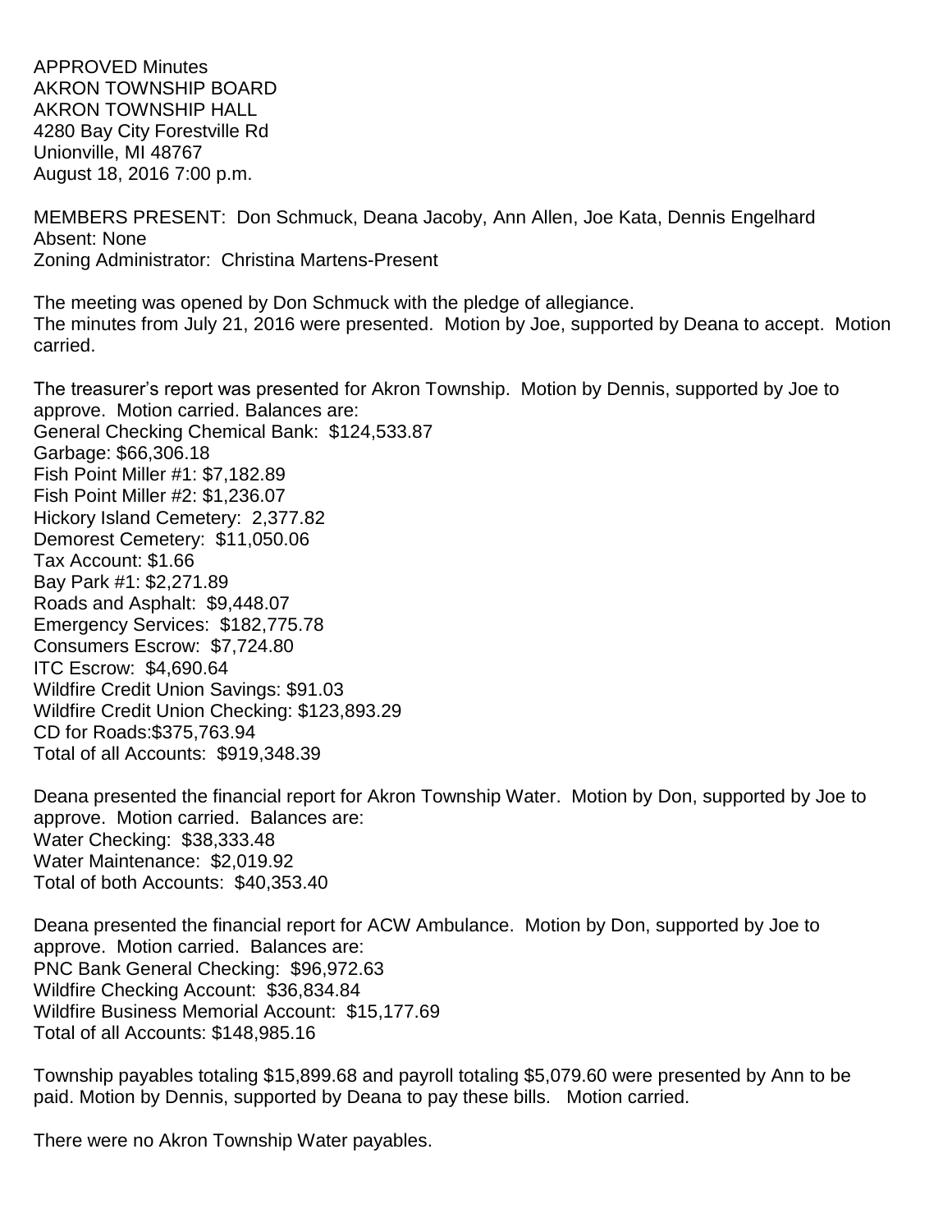APPROVED Minutes
AKRON TOWNSHIP BOARD
AKRON TOWNSHIP HALL
4280 Bay City Forestville Rd
Unionville, MI 48767
August 18, 2016 7:00 p.m.

MEMBERS PRESENT: Don Schmuck, Deana Jacoby, Ann Allen, Joe Kata, Dennis Engelhard
Absent: None
Zoning Administrator: Christina Martens-Present

The meeting was opened by Don Schmuck with the pledge of allegiance.
The minutes from July 21, 2016 were presented. Motion by Joe, supported by Deana to accept. Motion carried.

The treasurer's report was presented for Akron Township. Motion by Dennis, supported by Joe to approve. Motion carried. Balances are:
General Checking Chemical Bank: $124,533.87
Garbage: $66,306.18
Fish Point Miller #1: $7,182.89
Fish Point Miller #2: $1,236.07
Hickory Island Cemetery: 2,377.82
Demorest Cemetery: $11,050.06
Tax Account: $1.66
Bay Park #1: $2,271.89
Roads and Asphalt: $9,448.07
Emergency Services: $182,775.78
Consumers Escrow: $7,724.80
ITC Escrow: $4,690.64
Wildfire Credit Union Savings: $91.03
Wildfire Credit Union Checking: $123,893.29
CD for Roads:$375,763.94
Total of all Accounts: $919,348.39

Deana presented the financial report for Akron Township Water. Motion by Don, supported by Joe to approve. Motion carried. Balances are:
Water Checking: 38,333.48
Water Maintenance: $2,019.92
Total of both Accounts: $40,353.40

Deana presented the financial report for ACW Ambulance. Motion by Don, supported by Joe to approve. Motion carried. Balances are:
PNC Bank General Checking: $96,972.63
Wildfire Checking Account: $36,834.84
Wildfire Business Memorial Account: $15,177.69
Total of all Accounts: $148,985.16

Township payables totaling $15,899.68 and payroll totaling $5,079.60 were presented by Ann to be paid. Motion by Dennis, supported by Deana to pay these bills. Motion carried.

There were no Akron Township Water payables.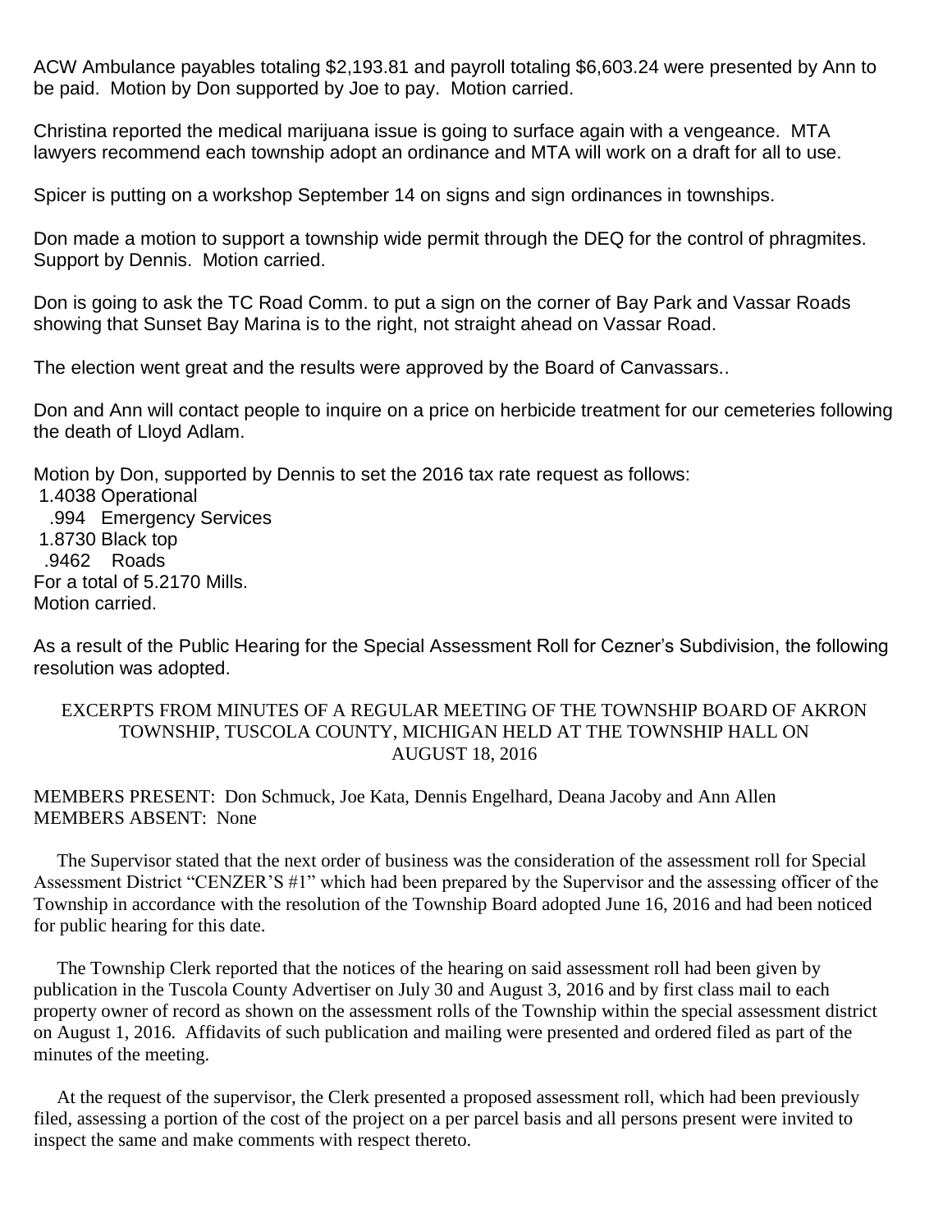ACW Ambulance payables totaling $2,193.81 and payroll totaling $6,603.24 were presented by Ann to be paid. Motion by Don supported by Joe to pay. Motion carried.

Christina reported the medical marijuana issue is going to surface again with a vengeance. MTA lawyers recommend each township adopt an ordinance and MTA will work on a draft for all to use.

Spicer is putting on a workshop September 14 on signs and sign ordinances in townships.

Don made a motion to support a township wide permit through the DEQ for the control of phragmites. Support by Dennis. Motion carried.

Don is going to ask the TC Road Comm. to put a sign on the corner of Bay Park and Vassar Roads showing that Sunset Bay Marina is to the right, not straight ahead on Vassar Road.

The election went great and the results were approved by the Board of Canvassars..

Don and Ann will contact people to inquire on a price on herbicide treatment for our cemeteries following the death of Lloyd Adlam.

Motion by Don, supported by Dennis to set the 2016 tax rate request as follows:
1.4038 Operational
.994 Emergency Services
1.8730 Black top
.9462 Roads
For a total of 5.2170 Mills.
Motion carried.

As a result of the Public Hearing for the Special Assessment Roll for Cezner's Subdivision, the following resolution was adopted.

EXCERPTS FROM MINUTES OF A REGULAR MEETING OF THE TOWNSHIP BOARD OF AKRON TOWNSHIP, TUSCOLA COUNTY, MICHIGAN HELD AT THE TOWNSHIP HALL ON AUGUST 18, 2016

MEMBERS PRESENT: Don Schmuck, Joe Kata, Dennis Engelhard, Deana Jacoby and Ann Allen
MEMBERS ABSENT: None

The Supervisor stated that the next order of business was the consideration of the assessment roll for Special Assessment District "CENZER'S #1" which had been prepared by the Supervisor and the assessing officer of the Township in accordance with the resolution of the Township Board adopted June 16, 2016 and had been noticed for public hearing for this date.

The Township Clerk reported that the notices of the hearing on said assessment roll had been given by publication in the Tuscola County Advertiser on July 30 and August 3, 2016 and by first class mail to each property owner of record as shown on the assessment rolls of the Township within the special assessment district on August 1, 2016. Affidavits of such publication and mailing were presented and ordered filed as part of the minutes of the meeting.

At the request of the supervisor, the Clerk presented a proposed assessment roll, which had been previously filed, assessing a portion of the cost of the project on a per parcel basis and all persons present were invited to inspect the same and make comments with respect thereto.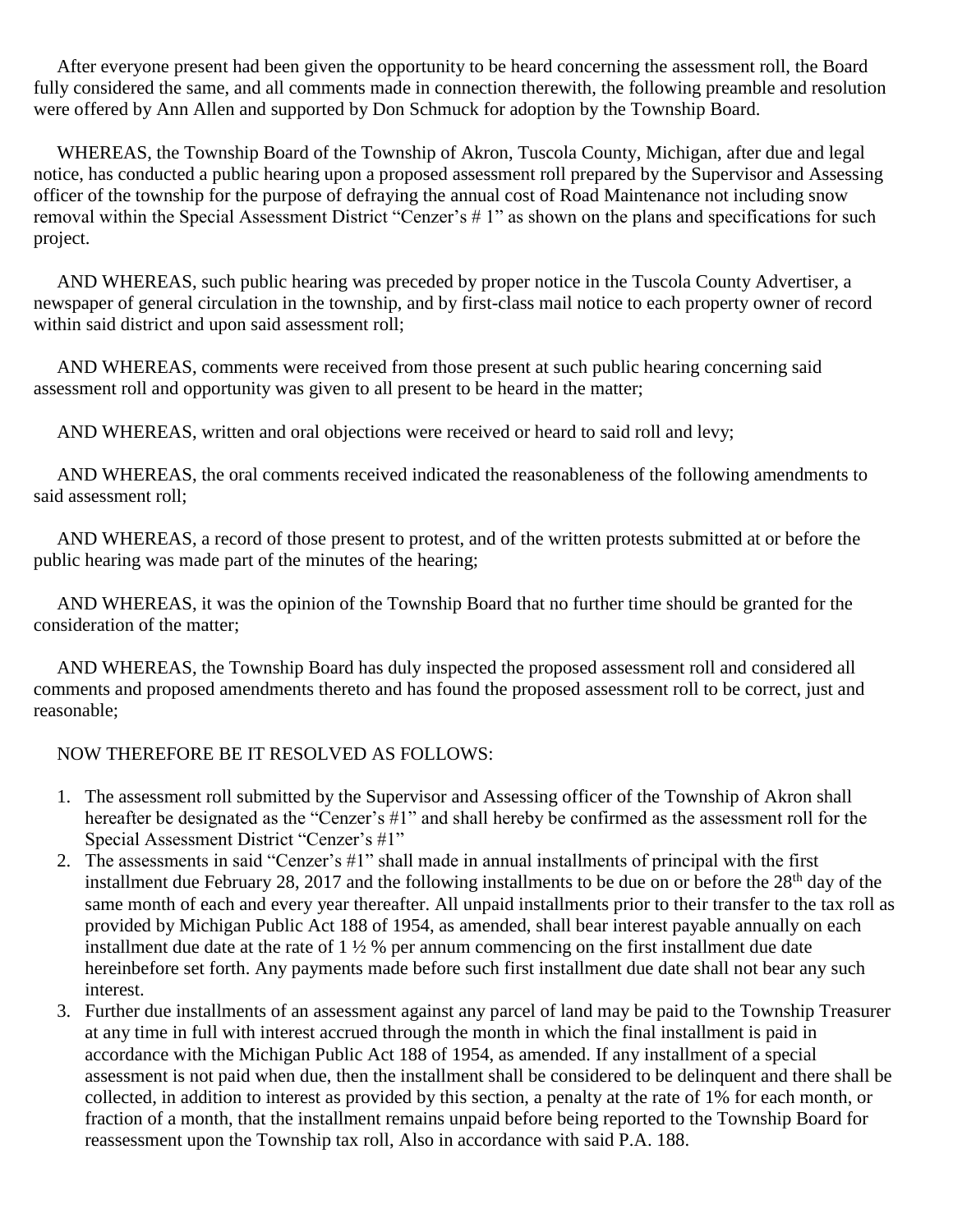After everyone present had been given the opportunity to be heard concerning the assessment roll, the Board fully considered the same, and all comments made in connection therewith, the following preamble and resolution were offered by Ann Allen and supported by Don Schmuck for adoption by the Township Board.

WHEREAS, the Township Board of the Township of Akron, Tuscola County, Michigan, after due and legal notice, has conducted a public hearing upon a proposed assessment roll prepared by the Supervisor and Assessing officer of the township for the purpose of defraying the annual cost of Road Maintenance not including snow removal within the Special Assessment District "Cenzer's # 1" as shown on the plans and specifications for such project.

AND WHEREAS, such public hearing was preceded by proper notice in the Tuscola County Advertiser, a newspaper of general circulation in the township, and by first-class mail notice to each property owner of record within said district and upon said assessment roll;

AND WHEREAS, comments were received from those present at such public hearing concerning said assessment roll and opportunity was given to all present to be heard in the matter;

AND WHEREAS, written and oral objections were received or heard to said roll and levy;

AND WHEREAS, the oral comments received indicated the reasonableness of the following amendments to said assessment roll;

AND WHEREAS, a record of those present to protest, and of the written protests submitted at or before the public hearing was made part of the minutes of the hearing;

AND WHEREAS, it was the opinion of the Township Board that no further time should be granted for the consideration of the matter;

AND WHEREAS, the Township Board has duly inspected the proposed assessment roll and considered all comments and proposed amendments thereto and has found the proposed assessment roll to be correct, just and reasonable;

NOW THEREFORE BE IT RESOLVED AS FOLLOWS:

1. The assessment roll submitted by the Supervisor and Assessing officer of the Township of Akron shall hereafter be designated as the "Cenzer's #1" and shall hereby be confirmed as the assessment roll for the Special Assessment District "Cenzer's #1"
2. The assessments in said "Cenzer's #1" shall made in annual installments of principal with the first installment due February 28, 2017 and the following installments to be due on or before the 28th day of the same month of each and every year thereafter. All unpaid installments prior to their transfer to the tax roll as provided by Michigan Public Act 188 of 1954, as amended, shall bear interest payable annually on each installment due date at the rate of 1 ½ % per annum commencing on the first installment due date hereinbefore set forth. Any payments made before such first installment due date shall not bear any such interest.
3. Further due installments of an assessment against any parcel of land may be paid to the Township Treasurer at any time in full with interest accrued through the month in which the final installment is paid in accordance with the Michigan Public Act 188 of 1954, as amended. If any installment of a special assessment is not paid when due, then the installment shall be considered to be delinquent and there shall be collected, in addition to interest as provided by this section, a penalty at the rate of 1% for each month, or fraction of a month, that the installment remains unpaid before being reported to the Township Board for reassessment upon the Township tax roll, Also in accordance with said P.A. 188.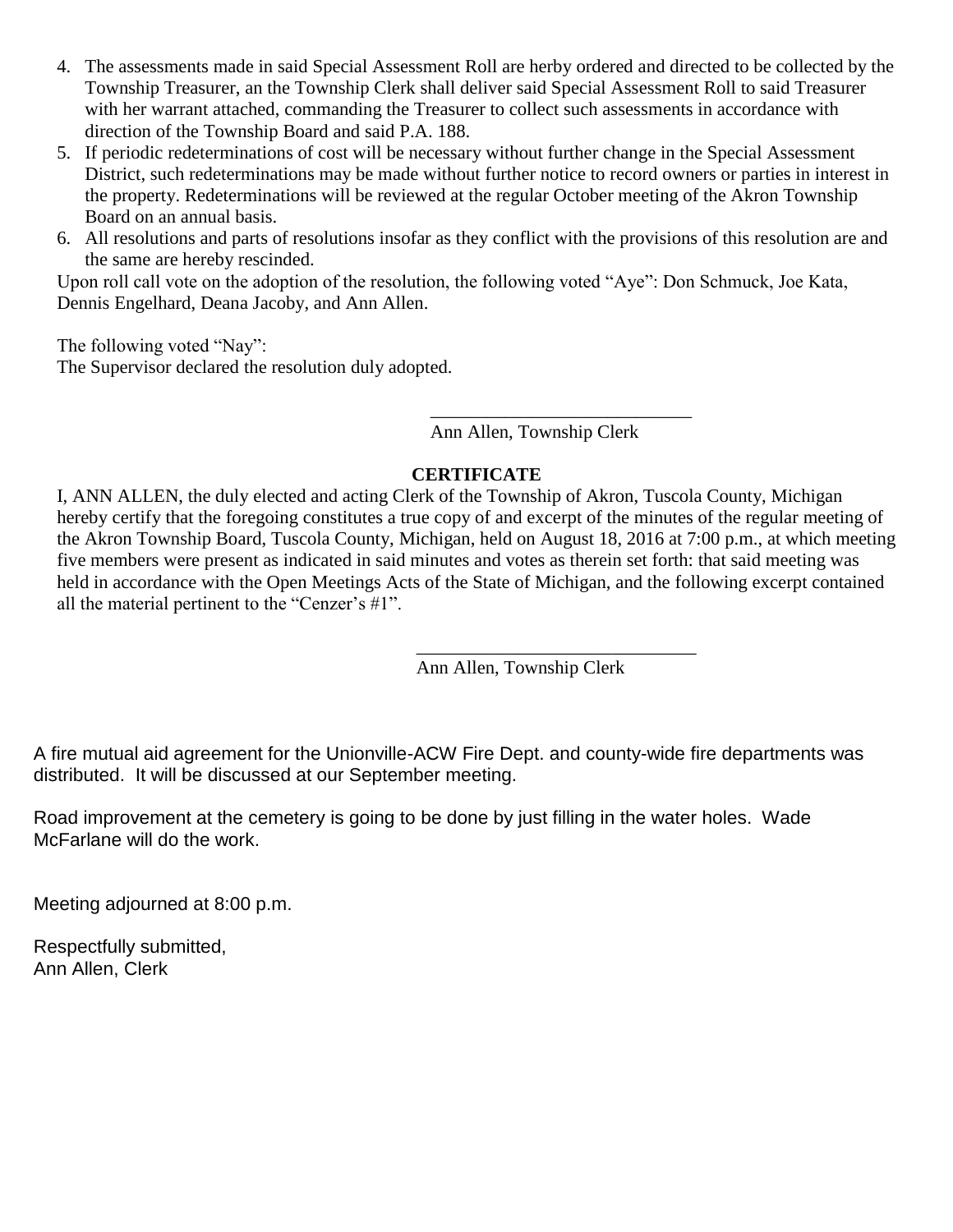4. The assessments made in said Special Assessment Roll are herby ordered and directed to be collected by the Township Treasurer, an the Township Clerk shall deliver said Special Assessment Roll to said Treasurer with her warrant attached, commanding the Treasurer to collect such assessments in accordance with direction of the Township Board and said P.A. 188.
5. If periodic redeterminations of cost will be necessary without further change in the Special Assessment District, such redeterminations may be made without further notice to record owners or parties in interest in the property. Redeterminations will be reviewed at the regular October meeting of the Akron Township Board on an annual basis.
6. All resolutions and parts of resolutions insofar as they conflict with the provisions of this resolution are and the same are hereby rescinded.

Upon roll call vote on the adoption of the resolution, the following voted "Aye": Don Schmuck, Joe Kata, Dennis Engelhard, Deana Jacoby, and Ann Allen.

The following voted "Nay":
The Supervisor declared the resolution duly adopted.

\_\_\_\_\_\_\_\_\_\_\_\_\_\_\_\_\_\_\_\_\_\_\_\_\_\_\_\_
Ann Allen, Township Clerk

**CERTIFICATE**

I, ANN ALLEN, the duly elected and acting Clerk of the Township of Akron, Tuscola County, Michigan hereby certify that the foregoing constitutes a true copy of and excerpt of the minutes of the regular meeting of the Akron Township Board, Tuscola County, Michigan, held on August 18, 2016 at 7:00 p.m., at which meeting five members were present as indicated in said minutes and votes as therein set forth: that said meeting was held in accordance with the Open Meetings Acts of the State of Michigan, and the following excerpt contained all the material pertinent to the "Cenzer's #1".

\_\_\_\_\_\_\_\_\_\_\_\_\_\_\_\_\_\_\_\_\_\_\_\_\_\_\_\_
Ann Allen, Township Clerk

A fire mutual aid agreement for the Unionville-ACW Fire Dept. and county-wide fire departments was distributed. It will be discussed at our September meeting.

Road improvement at the cemetery is going to be done by just filling in the water holes. Wade McFarlane will do the work.

Meeting adjourned at 8:00 p.m.

Respectfully submitted,
Ann Allen, Clerk